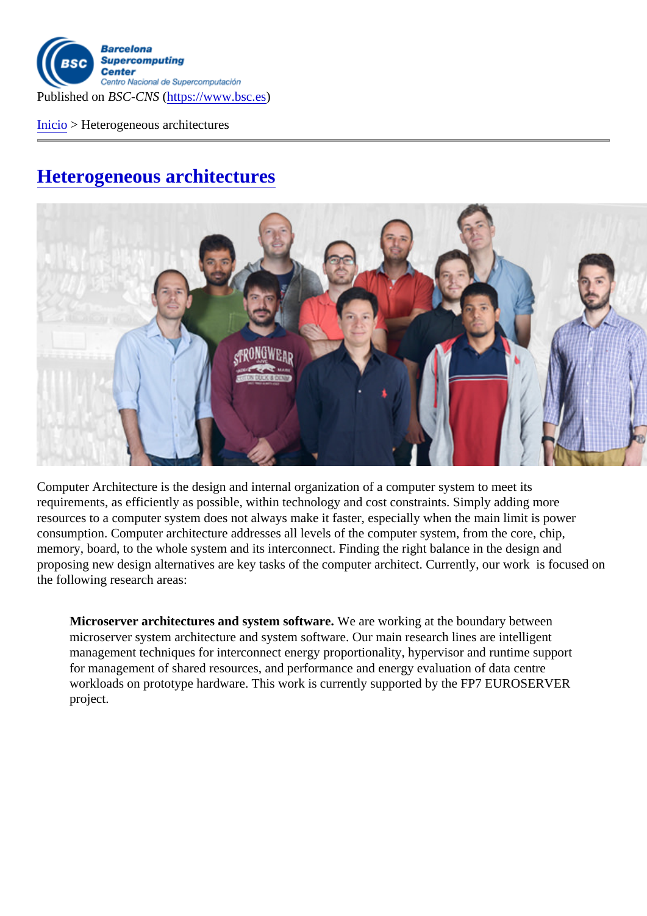Published on *BSC-CNS* (https://www.bsc.es)

Inicio > Heterogeneous architectures

# Heterogeneous architectures

Computer Architecture is the design and internal organization of a computer system to meet its requirements, as efficiently as possible, within technology and cost constraints. Simply adding more resources to a computer system does not always make it faster, especially when the main limit is power consumption. Computer architecture addresses all levels of the computer system, from the core, chip, memory, board, to the whole system and its interconnect. Finding the right balance in the design and proposing new design alternatives are key tasks of the computer architect. Currently, our work is focused on the following research areas:

> **Microserver architectures and system software.** We are working at the boundary between microserver system architecture and system software. Our main research lines are intelligent management techniques for interconnect energy proportionality, hypervisor and runtime support for management of shared resources, and performance and energy evaluation of data centre workloads on prototype hardware. This work is currently supported by the FP7 EUROSERVER project.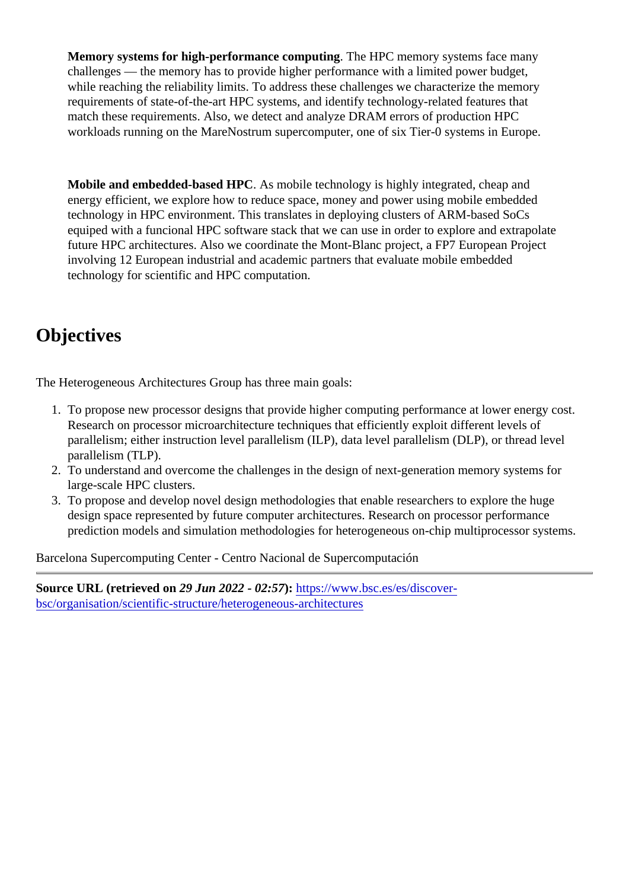**Memory systems for high-performance computing**. The HPC memory systems face many challenges — the memory has to provide higher performance with a limited power budget, while reaching the reliability limits. To address these challenges we characterize the memory requirements of state-of-the-art HPC systems, and identify technology-related features that match these requirements. Also, we detect and analyze DRAM errors of production HPC workloads running on the MareNostrum supercomputer, one of six Tier-0 systems in Europe.

**Mobile and embedded-based HPC**. As mobile technology is highly integrated, cheap and energy efficient, we explore how to reduce space, money and power using mobile embedded technology in HPC environment. This translates in deploying clusters of ARM-based SoCs equiped with a funcional HPC software stack that we can use in order to explore and extrapolate future HPC architectures. Also we coordinate the Mont-Blanc project, a FP7 European Project involving 12 European industrial and academic partners that evaluate mobile embedded technology for scientific and HPC computation.

## Objectives

The Heterogeneous Architectures Group has three main goals:

1. To propose new processor designs that provide higher computing performance at lower energy cost. Research on processor microarchitecture techniques that efficiently exploit different levels of parallelism; either instruction level parallelism (ILP), data level parallelism (DLP), or thread level parallelism (TLP).
2. To understand and overcome the challenges in the design of next-generation memory systems for large-scale HPC clusters.
3. To propose and develop novel design methodologies that enable researchers to explore the huge design space represented by future computer architectures. Research on processor performance prediction models and simulation methodologies for heterogeneous on-chip multiprocessor systems.

Barcelona Supercomputing Center - Centro Nacional de Supercomputación

---

**Source URL (retrieved on** *29 Jun 2022 - 02:57*)**:** https://www.bsc.es/es/discover-bsc/organisation/scientific-structure/heterogeneous-architectures